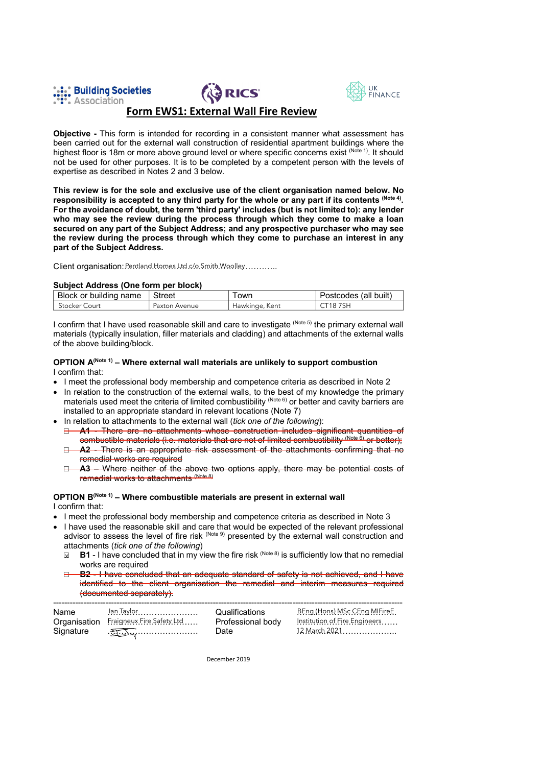# Form EWS1: External Wall Fire Review

**Objective -** This form is intended for recording in a consistent manner what assessment has been carried out for the external wall construction of residential apartment buildings where the highest floor is 18m or more above ground level or where specific concerns exist (Note 1). It should not be used for other purposes. It is to be completed by a competent person with the levels of expertise as described in Notes 2 and 3 below.

**This review is for the sole and exclusive use of the client organisation named below. No responsibility is accepted to any third party for the whole or any part if its contents (Note 4). For the avoidance of doubt, the term 'third party' includes (but is not limited to): any lender who may see the review during the process through which they come to make a loan secured on any part of the Subject Address; and any prospective purchaser who may see the review during the process through which they come to purchase an interest in any part of the Subject Address.**

Client organisation: Pentland Homes Ltd c/o Smith Woolley…………

**Subject Address (One form per block)**

| Block or building name | Street | Town | Postcodes (all built) |
|---|---|---|---|
| Stocker Court | Paxton Avenue | Hawkinge, Kent | CT18 7SH |

I confirm that I have used reasonable skill and care to investigate (Note 5) the primary external wall materials (typically insulation, filler materials and cladding) and attachments of the external walls of the above building/block.

**OPTION A(Note 1) – Where external wall materials are unlikely to support combustion**

I confirm that:

- I meet the professional body membership and competence criteria as described in Note 2
- In relation to the construction of the external walls, to the best of my knowledge the primary materials used meet the criteria of limited combustibility (Note 6) or better and cavity barriers are installed to an appropriate standard in relevant locations (Note 7)
- In relation to attachments to the external wall (*tick one of the following*):
  - ☐ ~~**A1** - There are no attachments whose construction includes significant quantities of combustible materials (i.e. materials that are not of limited combustibility (Note 6) or better);~~
  - ☐ ~~**A2** - There is an appropriate risk assessment of the attachments confirming that no remedial works are required~~
  - ☐ ~~**A3** – Where neither of the above two options apply, there may be potential costs of remedial works to attachments (Note 8)~~

**OPTION B(Note 1) – Where combustible materials are present in external wall**

I confirm that:

- I meet the professional body membership and competence criteria as described in Note 3
- I have used the reasonable skill and care that would be expected of the relevant professional advisor to assess the level of fire risk (Note 9) presented by the external wall construction and attachments (*tick one of the following*)
  - ☒ **B1** - I have concluded that in my view the fire risk (Note 8) is sufficiently low that no remedial works are required
  - ☐ ~~**B2** - I have concluded that an adequate standard of safety is not achieved, and I have identified to the client organisation the remedial and interim measures required (documented separately).~~

---

| | | | |
|---|---|---|---|
| Name | Ian Taylor…………………… | Qualifications | BEng (Hons) MSc CEng MIFireE |
| Organisation | Fraigneux Fire Safety Ltd ….. | Professional body | Institution of Fire Engineers…… |
| Signature | [signature]…………………… | Date | 12 March 2021……………….. |

December 2019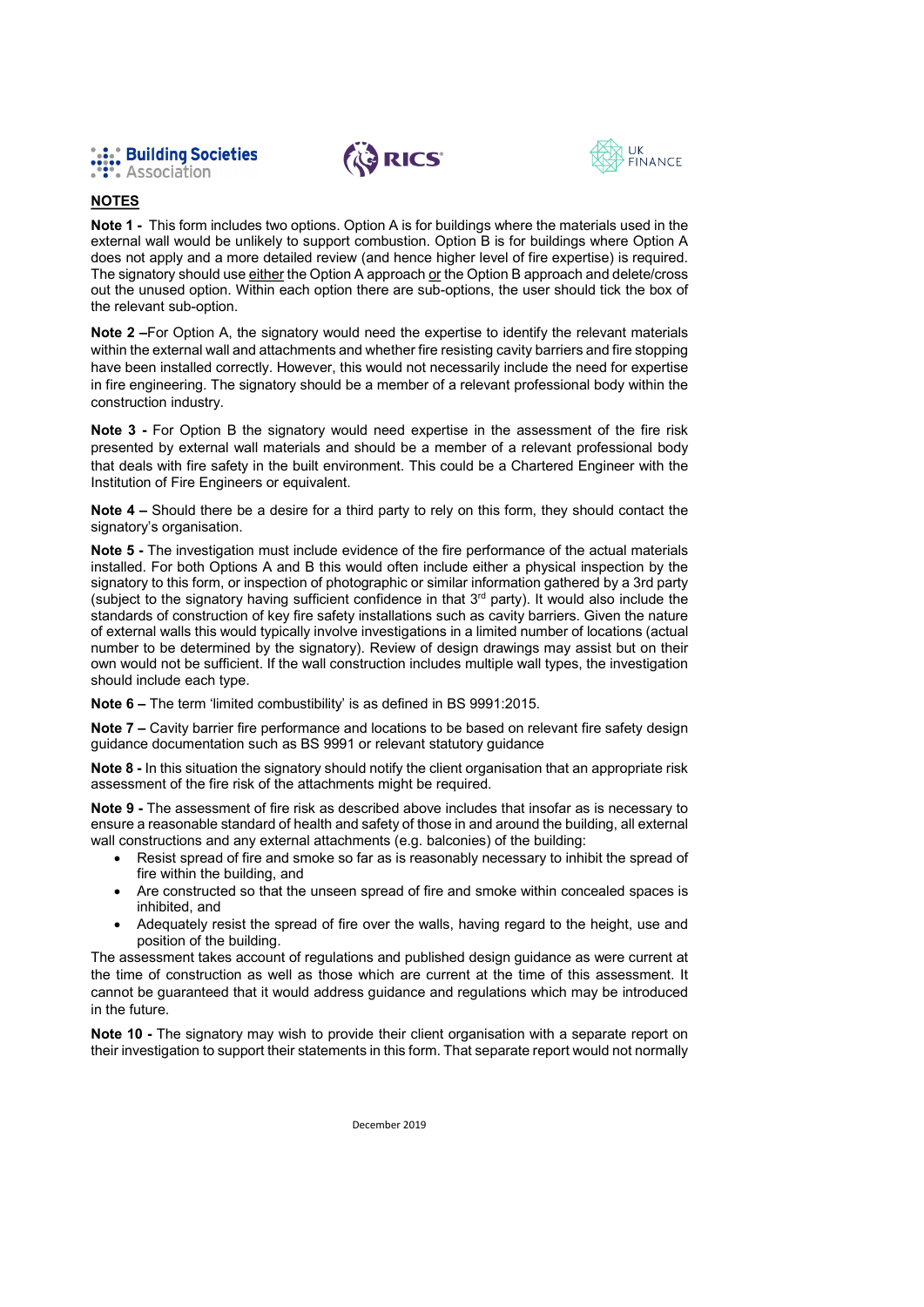## NOTES

**Note 1 -** This form includes two options. Option A is for buildings where the materials used in the external wall would be unlikely to support combustion. Option B is for buildings where Option A does not apply and a more detailed review (and hence higher level of fire expertise) is required. The signatory should use either the Option A approach or the Option B approach and delete/cross out the unused option. Within each option there are sub-options, the user should tick the box of the relevant sub-option.

**Note 2 –**For Option A, the signatory would need the expertise to identify the relevant materials within the external wall and attachments and whether fire resisting cavity barriers and fire stopping have been installed correctly. However, this would not necessarily include the need for expertise in fire engineering. The signatory should be a member of a relevant professional body within the construction industry.

**Note 3 -** For Option B the signatory would need expertise in the assessment of the fire risk presented by external wall materials and should be a member of a relevant professional body that deals with fire safety in the built environment. This could be a Chartered Engineer with the Institution of Fire Engineers or equivalent.

**Note 4 –** Should there be a desire for a third party to rely on this form, they should contact the signatory's organisation.

**Note 5 -** The investigation must include evidence of the fire performance of the actual materials installed. For both Options A and B this would often include either a physical inspection by the signatory to this form, or inspection of photographic or similar information gathered by a 3rd party (subject to the signatory having sufficient confidence in that 3rd party). It would also include the standards of construction of key fire safety installations such as cavity barriers. Given the nature of external walls this would typically involve investigations in a limited number of locations (actual number to be determined by the signatory). Review of design drawings may assist but on their own would not be sufficient. If the wall construction includes multiple wall types, the investigation should include each type.

**Note 6 –** The term 'limited combustibility' is as defined in BS 9991:2015.

**Note 7 –** Cavity barrier fire performance and locations to be based on relevant fire safety design guidance documentation such as BS 9991 or relevant statutory guidance

**Note 8 -** In this situation the signatory should notify the client organisation that an appropriate risk assessment of the fire risk of the attachments might be required.

**Note 9 -** The assessment of fire risk as described above includes that insofar as is necessary to ensure a reasonable standard of health and safety of those in and around the building, all external wall constructions and any external attachments (e.g. balconies) of the building:

- Resist spread of fire and smoke so far as is reasonably necessary to inhibit the spread of fire within the building, and
- Are constructed so that the unseen spread of fire and smoke within concealed spaces is inhibited, and
- Adequately resist the spread of fire over the walls, having regard to the height, use and position of the building.

The assessment takes account of regulations and published design guidance as were current at the time of construction as well as those which are current at the time of this assessment. It cannot be guaranteed that it would address guidance and regulations which may be introduced in the future.

**Note 10 -** The signatory may wish to provide their client organisation with a separate report on their investigation to support their statements in this form. That separate report would not normally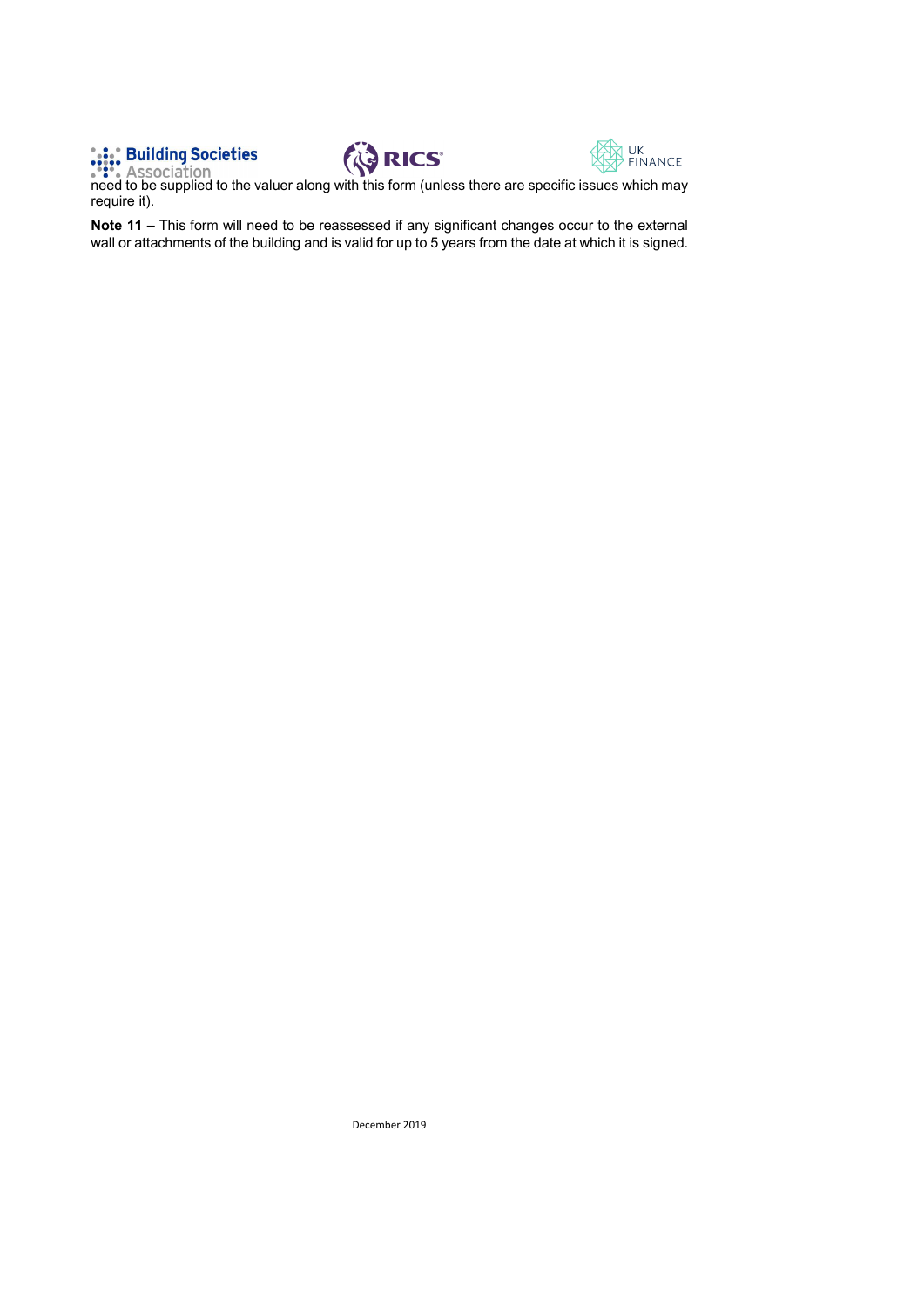need to be supplied to the valuer along with this form (unless there are specific issues which may require it).

**Note 11 –** This form will need to be reassessed if any significant changes occur to the external wall or attachments of the building and is valid for up to 5 years from the date at which it is signed.

December 2019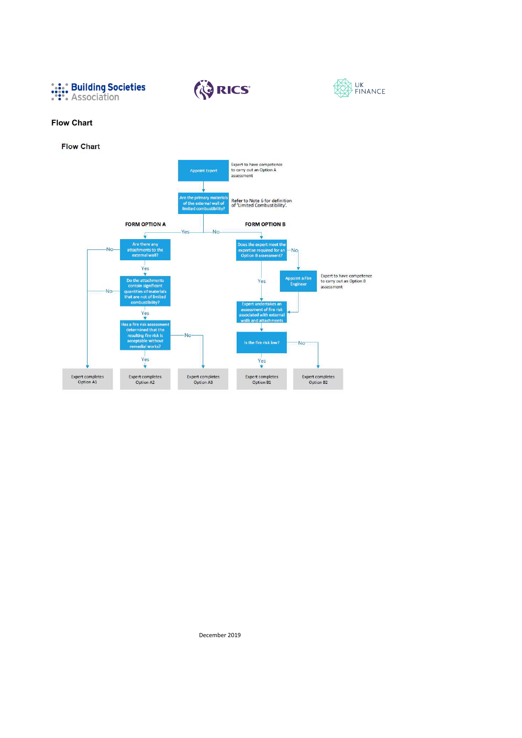Building Societies Association

RICS

UK FINANCE

## Flow Chart

### Flow Chart

Appoint Expert

Expert to have competence to carry out an Option A assessment

Are the primary materials of the external wall of limited combustibility?

Refer to Note 6 for definition of 'Limited Combustibility'.

FORM OPTION A

FORM OPTION B

Yes

No

Are there any attachments to the external wall?

No

Yes

Do the attachments contain significant quantities of materials that are not of limited combustibility?

No

Yes

Has a fire risk assessment determined that the resulting fire risk is acceptable without remedial works?

No

Yes

Does the expert meet the expertise required for an Option B assessment?

No

Appoint a Fire Engineer

Expert to have competence to carry out an Option B assessment

Yes

Expert undertakes an assessment of fire risk associated with external walls and attachments

Is the fire risk low?

No

Yes

Expert completes Option A1

Expert completes Option A2

Expert completes Option A3

Expert completes Option B1

Expert completes Option B2

December 2019